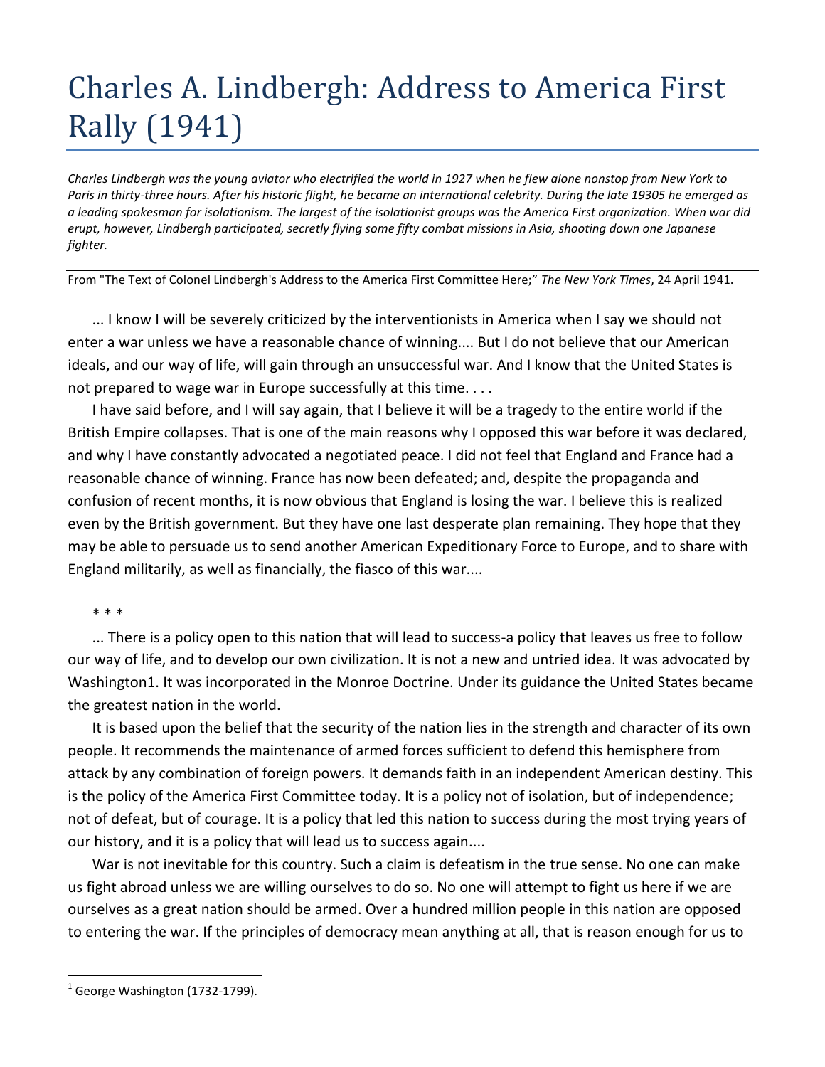# Charles A. Lindbergh: Address to America First Rally (1941)

*Charles Lindbergh was the young aviator who electrified the world in 1927 when he flew alone nonstop from New York to Paris in thirty-three hours. After his historic flight, he became an international celebrity. During the late 19305 he emerged as a leading spokesman for isolationism. The largest of the isolationist groups was the America First organization. When war did erupt, however, Lindbergh participated, secretly flying some fifty combat missions in Asia, shooting down one Japanese fighter.*

From "The Text of Colonel Lindbergh's Address to the America First Committee Here;" *The New York Times*, 24 April 1941.

... I know I will be severely criticized by the interventionists in America when I say we should not enter a war unless we have a reasonable chance of winning.... But I do not believe that our American ideals, and our way of life, will gain through an unsuccessful war. And I know that the United States is not prepared to wage war in Europe successfully at this time. . . .

I have said before, and I will say again, that I believe it will be a tragedy to the entire world if the British Empire collapses. That is one of the main reasons why I opposed this war before it was declared, and why I have constantly advocated a negotiated peace. I did not feel that England and France had a reasonable chance of winning. France has now been defeated; and, despite the propaganda and confusion of recent months, it is now obvious that England is losing the war. I believe this is realized even by the British government. But they have one last desperate plan remaining. They hope that they may be able to persuade us to send another American Expeditionary Force to Europe, and to share with England militarily, as well as financially, the fiasco of this war....

\* \* \*

... There is a policy open to this nation that will lead to success-a policy that leaves us free to follow our way of life, and to develop our own civilization. It is not a new and untried idea. It was advocated by Washington[1]. It was incorporated in the Monroe Doctrine. Under its guidance the United States became the greatest nation in the world.

It is based upon the belief that the security of the nation lies in the strength and character of its own people. It recommends the maintenance of armed forces sufficient to defend this hemisphere from attack by any combination of foreign powers. It demands faith in an independent American destiny. This is the policy of the America First Committee today. It is a policy not of isolation, but of independence; not of defeat, but of courage. It is a policy that led this nation to success during the most trying years of our history, and it is a policy that will lead us to success again....

War is not inevitable for this country. Such a claim is defeatism in the true sense. No one can make us fight abroad unless we are willing ourselves to do so. No one will attempt to fight us here if we are ourselves as a great nation should be armed. Over a hundred million people in this nation are opposed to entering the war. If the principles of democracy mean anything at all, that is reason enough for us to

---

[1] George Washington (1732-1799).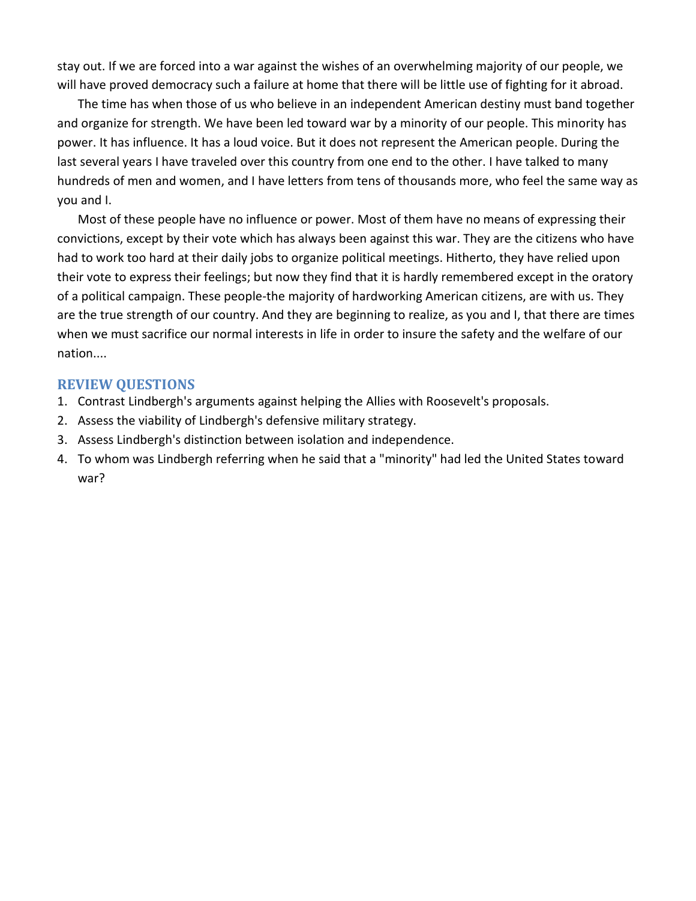stay out. If we are forced into a war against the wishes of an overwhelming majority of our people, we will have proved democracy such a failure at home that there will be little use of fighting for it abroad.

The time has when those of us who believe in an independent American destiny must band together and organize for strength. We have been led toward war by a minority of our people. This minority has power. It has influence. It has a loud voice. But it does not represent the American people. During the last several years I have traveled over this country from one end to the other. I have talked to many hundreds of men and women, and I have letters from tens of thousands more, who feel the same way as you and I.

Most of these people have no influence or power. Most of them have no means of expressing their convictions, except by their vote which has always been against this war. They are the citizens who have had to work too hard at their daily jobs to organize political meetings. Hitherto, they have relied upon their vote to express their feelings; but now they find that it is hardly remembered except in the oratory of a political campaign. These people-the majority of hardworking American citizens, are with us. They are the true strength of our country. And they are beginning to realize, as you and I, that there are times when we must sacrifice our normal interests in life in order to insure the safety and the welfare of our nation....

## REVIEW QUESTIONS

1. Contrast Lindbergh's arguments against helping the Allies with Roosevelt's proposals.
2. Assess the viability of Lindbergh's defensive military strategy.
3. Assess Lindbergh's distinction between isolation and independence.
4. To whom was Lindbergh referring when he said that a "minority" had led the United States toward war?